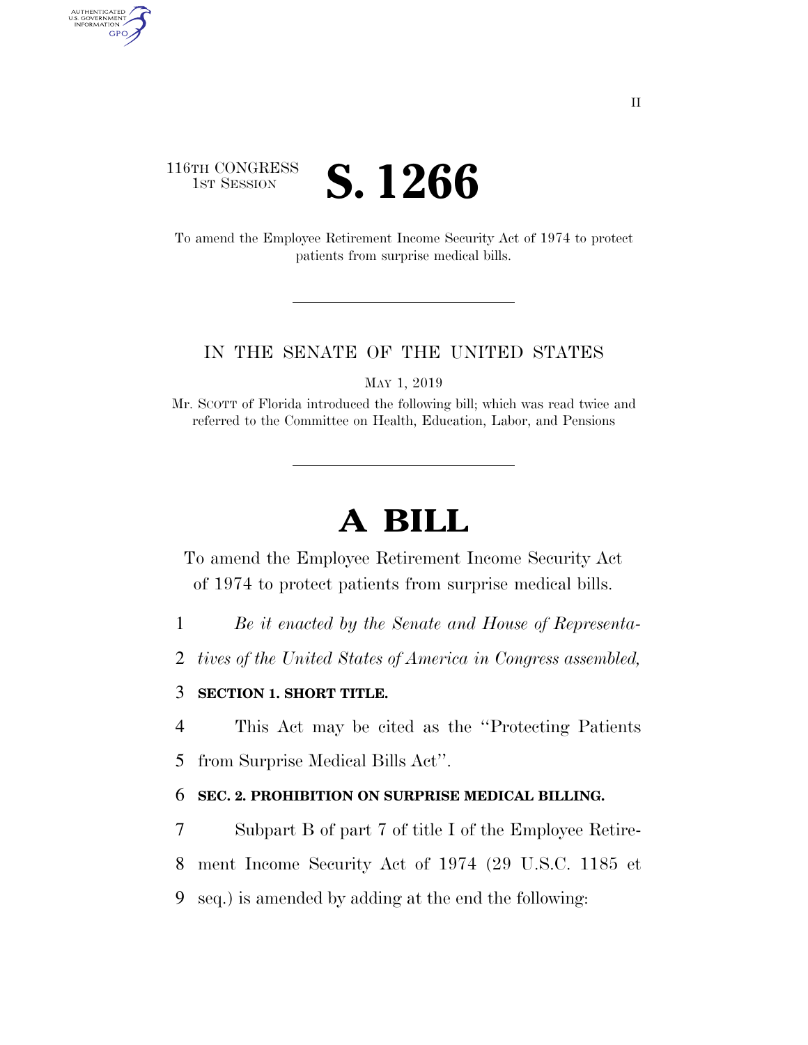116TH CONGRESS
1ST SESSION

# S. 1266

To amend the Employee Retirement Income Security Act of 1974 to protect patients from surprise medical bills.

IN THE SENATE OF THE UNITED STATES

MAY 1, 2019

Mr. SCOTT of Florida introduced the following bill; which was read twice and referred to the Committee on Health, Education, Labor, and Pensions

# A BILL

To amend the Employee Retirement Income Security Act of 1974 to protect patients from surprise medical bills.

1 *Be it enacted by the Senate and House of Representa-*
2 *tives of the United States of America in Congress assembled,*

3 **SECTION 1. SHORT TITLE.**

4 This Act may be cited as the "Protecting Patients
5 from Surprise Medical Bills Act".

6 **SEC. 2. PROHIBITION ON SURPRISE MEDICAL BILLING.**

7 Subpart B of part 7 of title I of the Employee Retire-
8 ment Income Security Act of 1974 (29 U.S.C. 1185 et
9 seq.) is amended by adding at the end the following: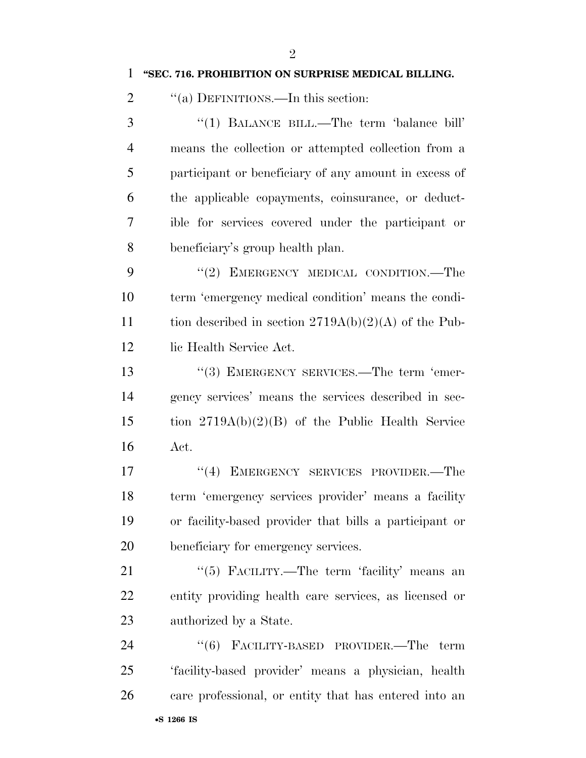**"SEC. 716. PROHIBITION ON SURPRISE MEDICAL BILLING.**

"(a) DEFINITIONS.—In this section:

"(1) BALANCE BILL.—The term 'balance bill' means the collection or attempted collection from a participant or beneficiary of any amount in excess of the applicable copayments, coinsurance, or deductible for services covered under the participant or beneficiary's group health plan.

"(2) EMERGENCY MEDICAL CONDITION.—The term 'emergency medical condition' means the condition described in section 2719A(b)(2)(A) of the Public Health Service Act.

"(3) EMERGENCY SERVICES.—The term 'emergency services' means the services described in section 2719A(b)(2)(B) of the Public Health Service Act.

"(4) EMERGENCY SERVICES PROVIDER.—The term 'emergency services provider' means a facility or facility-based provider that bills a participant or beneficiary for emergency services.

"(5) FACILITY.—The term 'facility' means an entity providing health care services, as licensed or authorized by a State.

"(6) FACILITY-BASED PROVIDER.—The term 'facility-based provider' means a physician, health care professional, or entity that has entered into an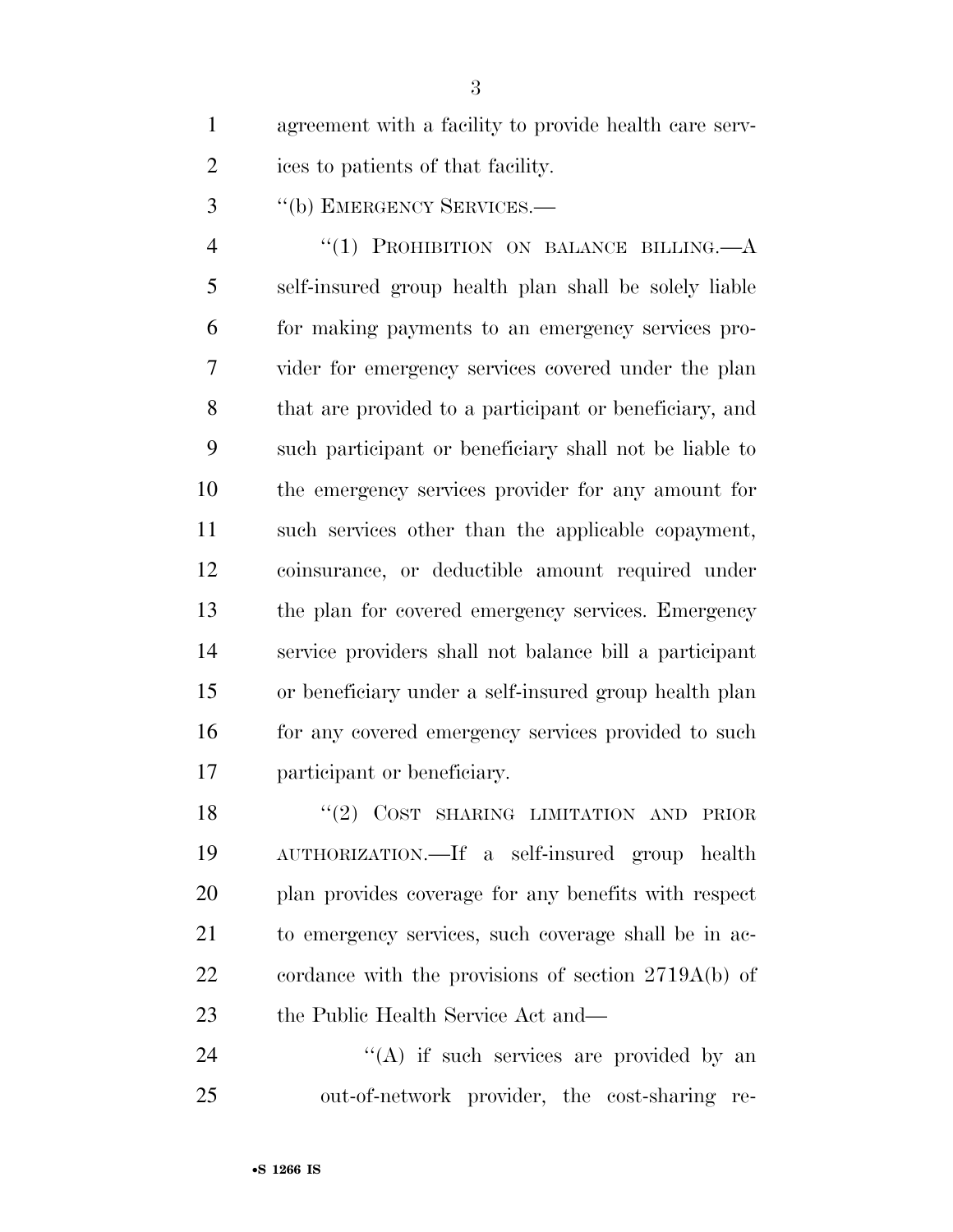agreement with a facility to provide health care services to patients of that facility.

"(b) EMERGENCY SERVICES.—

"(1) PROHIBITION ON BALANCE BILLING.—A self-insured group health plan shall be solely liable for making payments to an emergency services provider for emergency services covered under the plan that are provided to a participant or beneficiary, and such participant or beneficiary shall not be liable to the emergency services provider for any amount for such services other than the applicable copayment, coinsurance, or deductible amount required under the plan for covered emergency services. Emergency service providers shall not balance bill a participant or beneficiary under a self-insured group health plan for any covered emergency services provided to such participant or beneficiary.

"(2) COST SHARING LIMITATION AND PRIOR AUTHORIZATION.—If a self-insured group health plan provides coverage for any benefits with respect to emergency services, such coverage shall be in accordance with the provisions of section 2719A(b) of the Public Health Service Act and—

"(A) if such services are provided by an out-of-network provider, the cost-sharing re-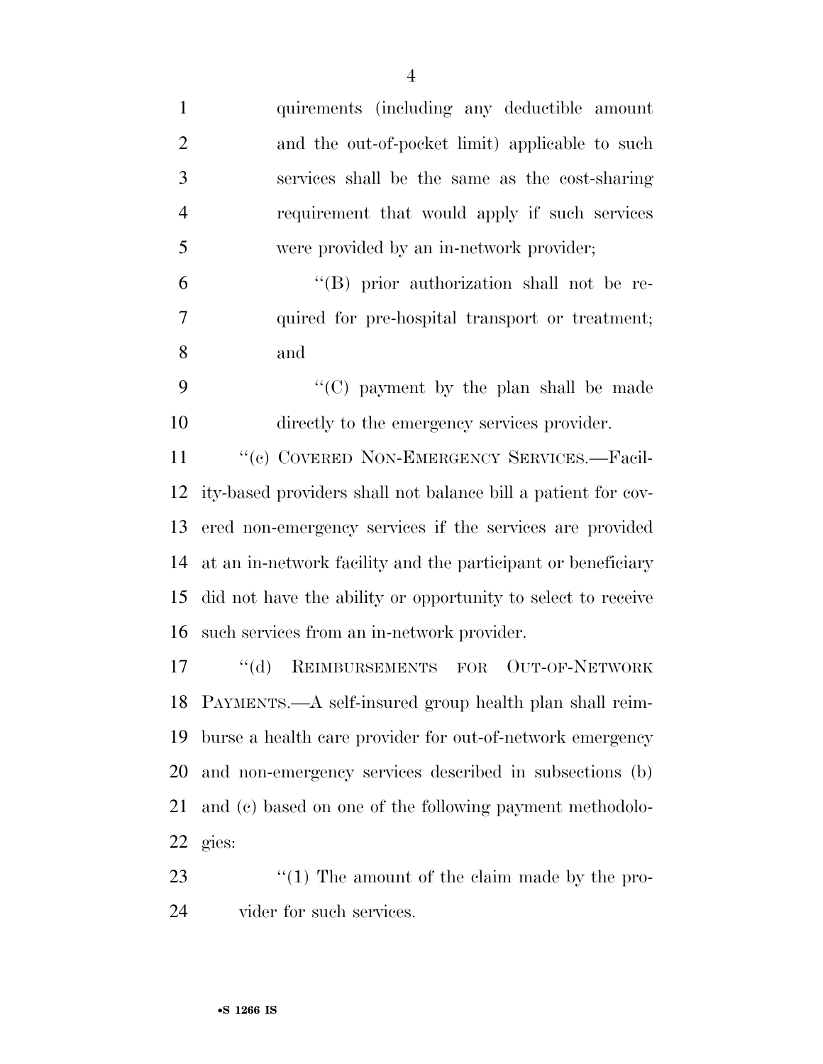quirements (including any deductible amount and the out-of-pocket limit) applicable to such services shall be the same as the cost-sharing requirement that would apply if such services were provided by an in-network provider;

"(B) prior authorization shall not be required for pre-hospital transport or treatment; and

"(C) payment by the plan shall be made directly to the emergency services provider.

"(c) COVERED NON-EMERGENCY SERVICES.—Facility-based providers shall not balance bill a patient for covered non-emergency services if the services are provided at an in-network facility and the participant or beneficiary did not have the ability or opportunity to select to receive such services from an in-network provider.

"(d) REIMBURSEMENTS FOR OUT-OF-NETWORK PAYMENTS.—A self-insured group health plan shall reimburse a health care provider for out-of-network emergency and non-emergency services described in subsections (b) and (c) based on one of the following payment methodologies:

"(1) The amount of the claim made by the provider for such services.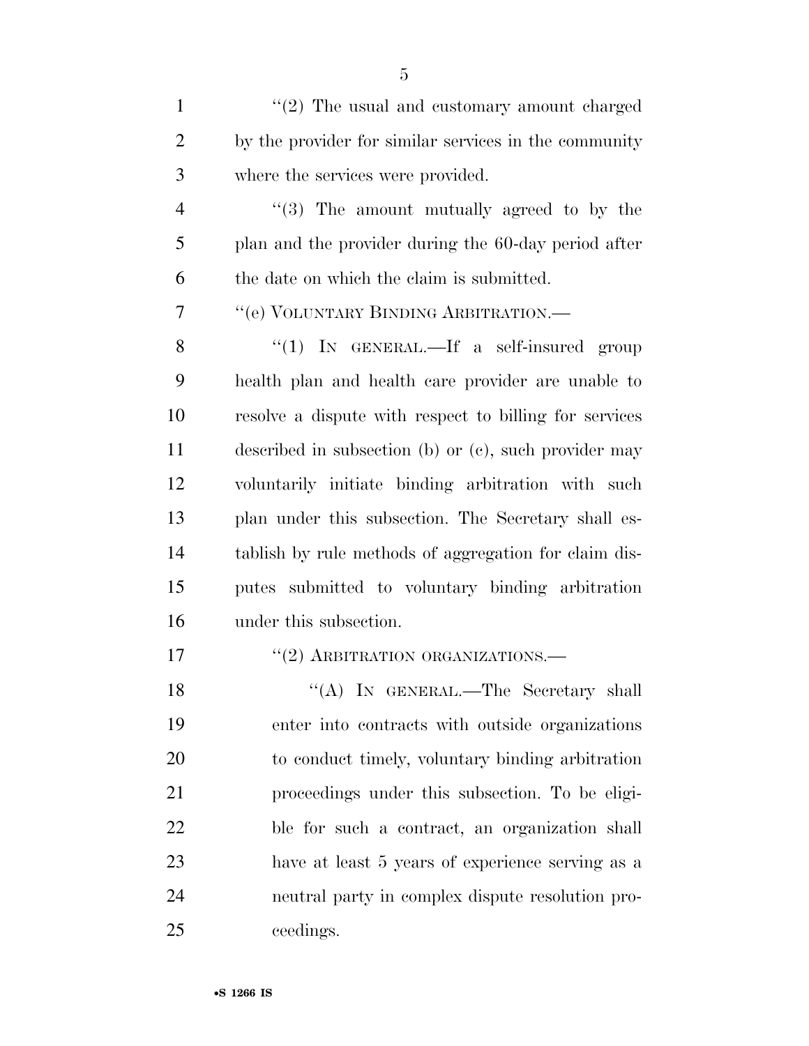"(2) The usual and customary amount charged by the provider for similar services in the community where the services were provided.

"(3) The amount mutually agreed to by the plan and the provider during the 60-day period after the date on which the claim is submitted.

"(e) VOLUNTARY BINDING ARBITRATION.—

"(1) IN GENERAL.—If a self-insured group health plan and health care provider are unable to resolve a dispute with respect to billing for services described in subsection (b) or (c), such provider may voluntarily initiate binding arbitration with such plan under this subsection. The Secretary shall establish by rule methods of aggregation for claim disputes submitted to voluntary binding arbitration under this subsection.

"(2) ARBITRATION ORGANIZATIONS.—

"(A) IN GENERAL.—The Secretary shall enter into contracts with outside organizations to conduct timely, voluntary binding arbitration proceedings under this subsection. To be eligible for such a contract, an organization shall have at least 5 years of experience serving as a neutral party in complex dispute resolution proceedings.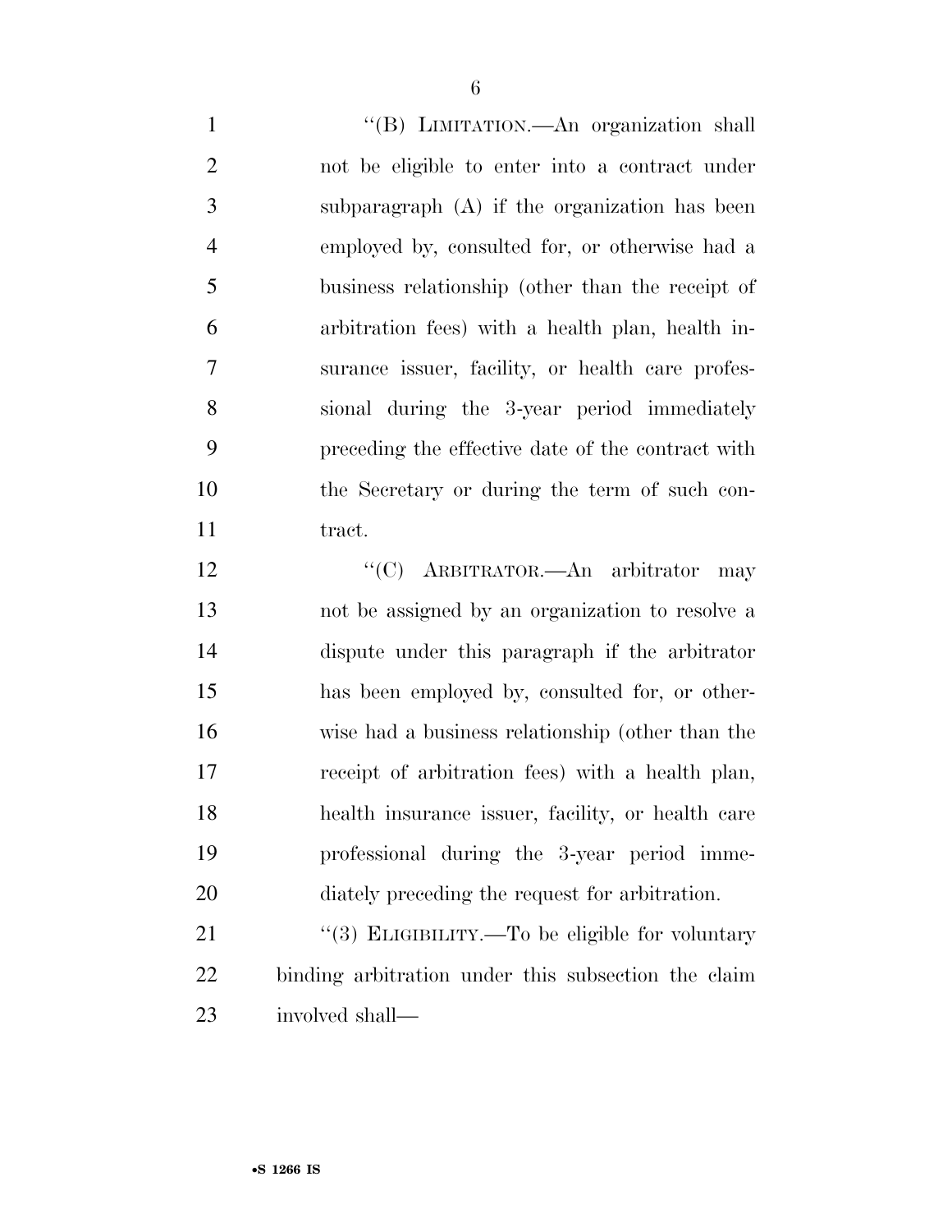"(B) LIMITATION.—An organization shall not be eligible to enter into a contract under subparagraph (A) if the organization has been employed by, consulted for, or otherwise had a business relationship (other than the receipt of arbitration fees) with a health plan, health insurance issuer, facility, or health care professional during the 3-year period immediately preceding the effective date of the contract with the Secretary or during the term of such contract.

"(C) ARBITRATOR.—An arbitrator may not be assigned by an organization to resolve a dispute under this paragraph if the arbitrator has been employed by, consulted for, or otherwise had a business relationship (other than the receipt of arbitration fees) with a health plan, health insurance issuer, facility, or health care professional during the 3-year period immediately preceding the request for arbitration.

"(3) ELIGIBILITY.—To be eligible for voluntary binding arbitration under this subsection the claim involved shall—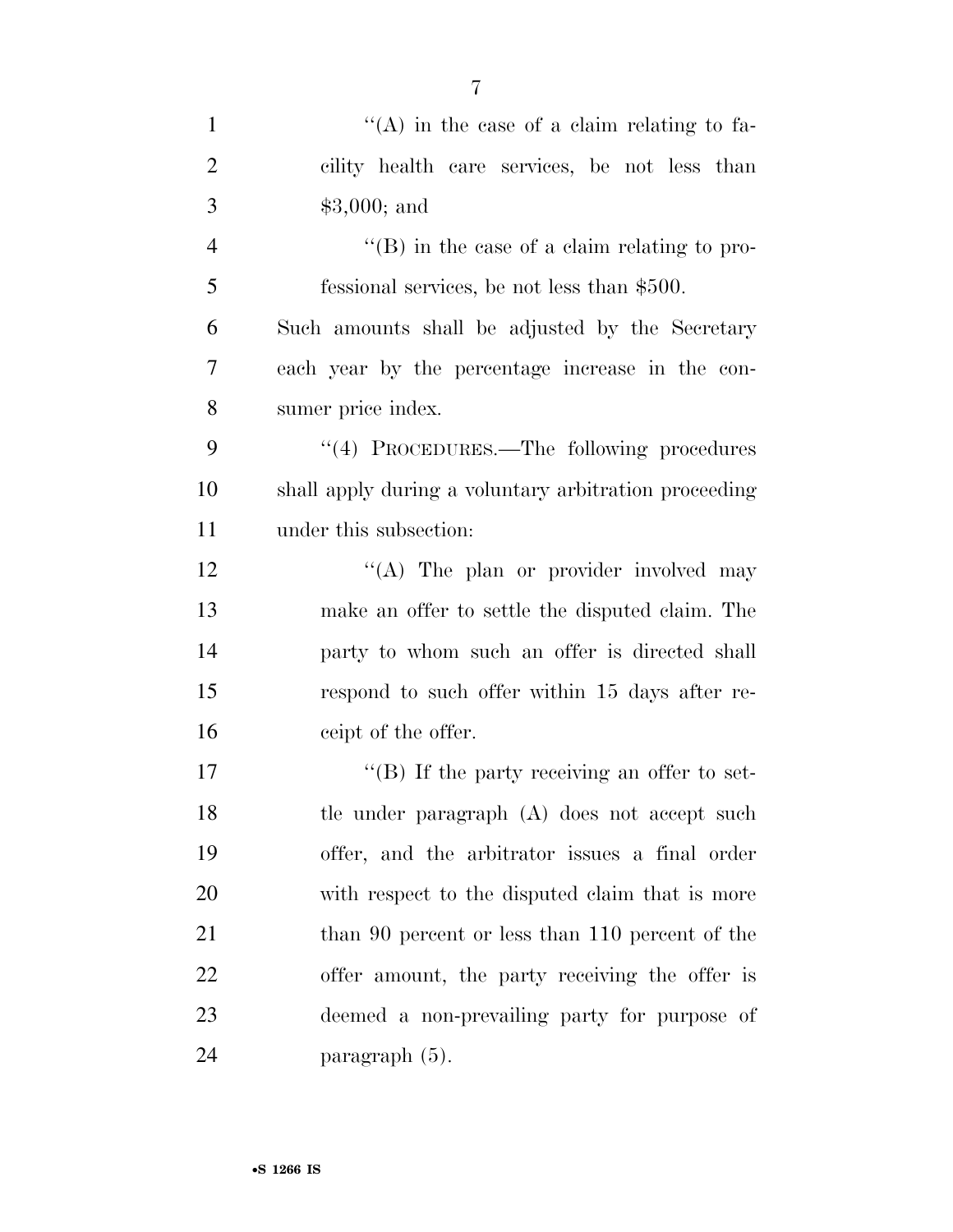''(A) in the case of a claim relating to facility health care services, be not less than $3,000; and

''(B) in the case of a claim relating to professional services, be not less than $500.

Such amounts shall be adjusted by the Secretary each year by the percentage increase in the consumer price index.

''(4) PROCEDURES.—The following procedures shall apply during a voluntary arbitration proceeding under this subsection:

''(A) The plan or provider involved may make an offer to settle the disputed claim. The party to whom such an offer is directed shall respond to such offer within 15 days after receipt of the offer.

''(B) If the party receiving an offer to settle under paragraph (A) does not accept such offer, and the arbitrator issues a final order with respect to the disputed claim that is more than 90 percent or less than 110 percent of the offer amount, the party receiving the offer is deemed a non-prevailing party for purpose of paragraph (5).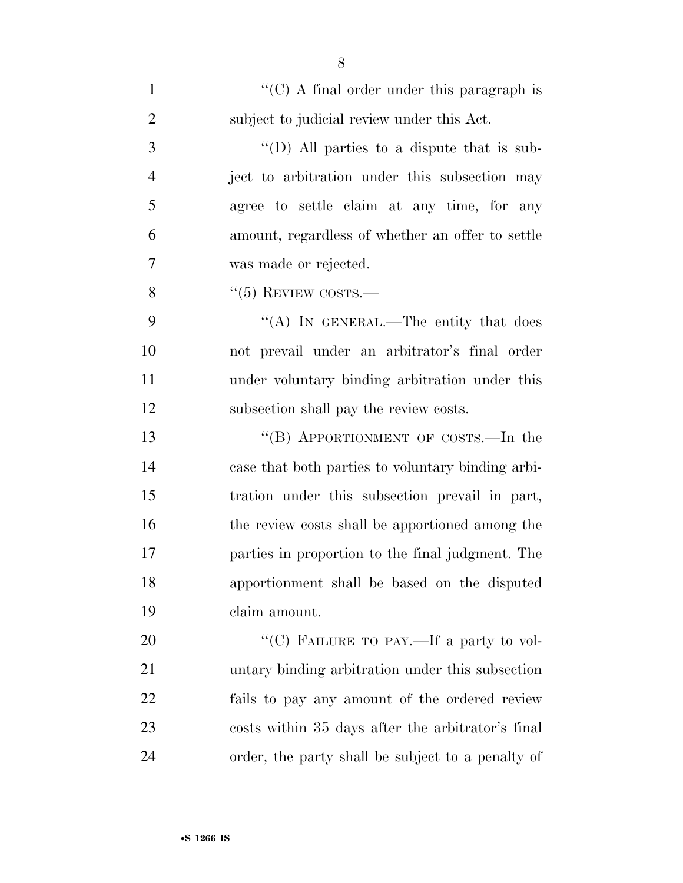''(C) A final order under this paragraph is subject to judicial review under this Act.

''(D) All parties to a dispute that is subject to arbitration under this subsection may agree to settle claim at any time, for any amount, regardless of whether an offer to settle was made or rejected.

''(5) REVIEW COSTS.—

''(A) IN GENERAL.—The entity that does not prevail under an arbitrator's final order under voluntary binding arbitration under this subsection shall pay the review costs.

''(B) APPORTIONMENT OF COSTS.—In the case that both parties to voluntary binding arbitration under this subsection prevail in part, the review costs shall be apportioned among the parties in proportion to the final judgment. The apportionment shall be based on the disputed claim amount.

''(C) FAILURE TO PAY.—If a party to voluntary binding arbitration under this subsection fails to pay any amount of the ordered review costs within 35 days after the arbitrator's final order, the party shall be subject to a penalty of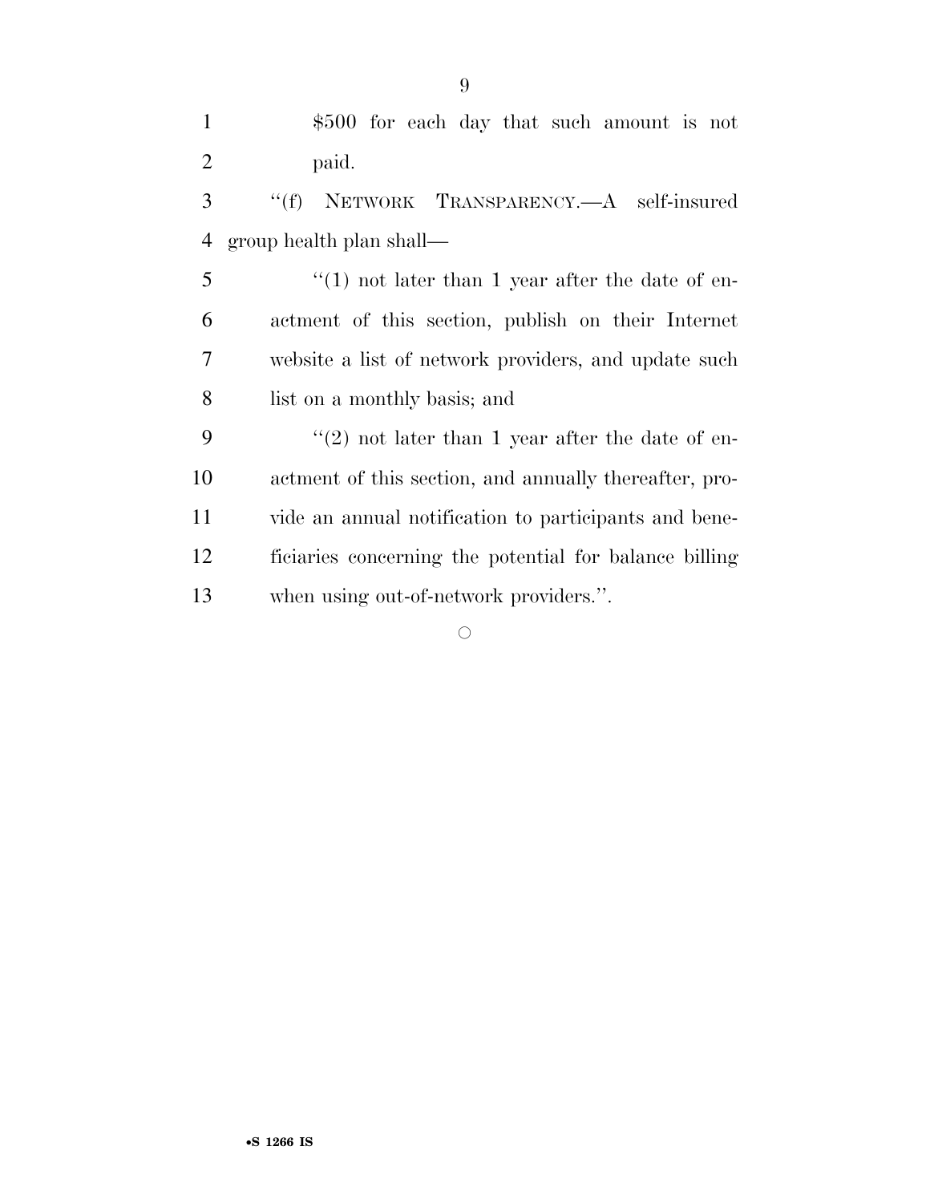$500 for each day that such amount is not paid.

''(f) NETWORK TRANSPARENCY.—A self-insured group health plan shall—

''(1) not later than 1 year after the date of enactment of this section, publish on their Internet website a list of network providers, and update such list on a monthly basis; and

''(2) not later than 1 year after the date of enactment of this section, and annually thereafter, provide an annual notification to participants and beneficiaries concerning the potential for balance billing when using out-of-network providers.''.

○